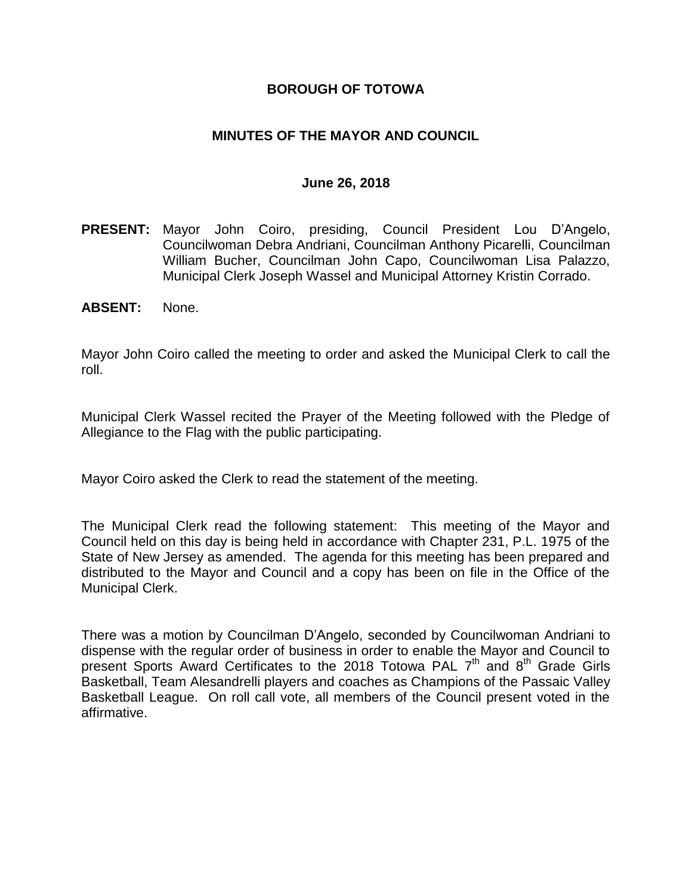# BOROUGH OF TOTOWA

## MINUTES OF THE MAYOR AND COUNCIL

### June 26, 2018

**PRESENT:** Mayor John Coiro, presiding, Council President Lou D'Angelo, Councilwoman Debra Andriani, Councilman Anthony Picarelli, Councilman William Bucher, Councilman John Capo, Councilwoman Lisa Palazzo, Municipal Clerk Joseph Wassel and Municipal Attorney Kristin Corrado.

**ABSENT:** None.

Mayor John Coiro called the meeting to order and asked the Municipal Clerk to call the roll.

Municipal Clerk Wassel recited the Prayer of the Meeting followed with the Pledge of Allegiance to the Flag with the public participating.

Mayor Coiro asked the Clerk to read the statement of the meeting.

The Municipal Clerk read the following statement: This meeting of the Mayor and Council held on this day is being held in accordance with Chapter 231, P.L. 1975 of the State of New Jersey as amended. The agenda for this meeting has been prepared and distributed to the Mayor and Council and a copy has been on file in the Office of the Municipal Clerk.

There was a motion by Councilman D'Angelo, seconded by Councilwoman Andriani to dispense with the regular order of business in order to enable the Mayor and Council to present Sports Award Certificates to the 2018 Totowa PAL 7th and 8th Grade Girls Basketball, Team Alesandrelli players and coaches as Champions of the Passaic Valley Basketball League. On roll call vote, all members of the Council present voted in the affirmative.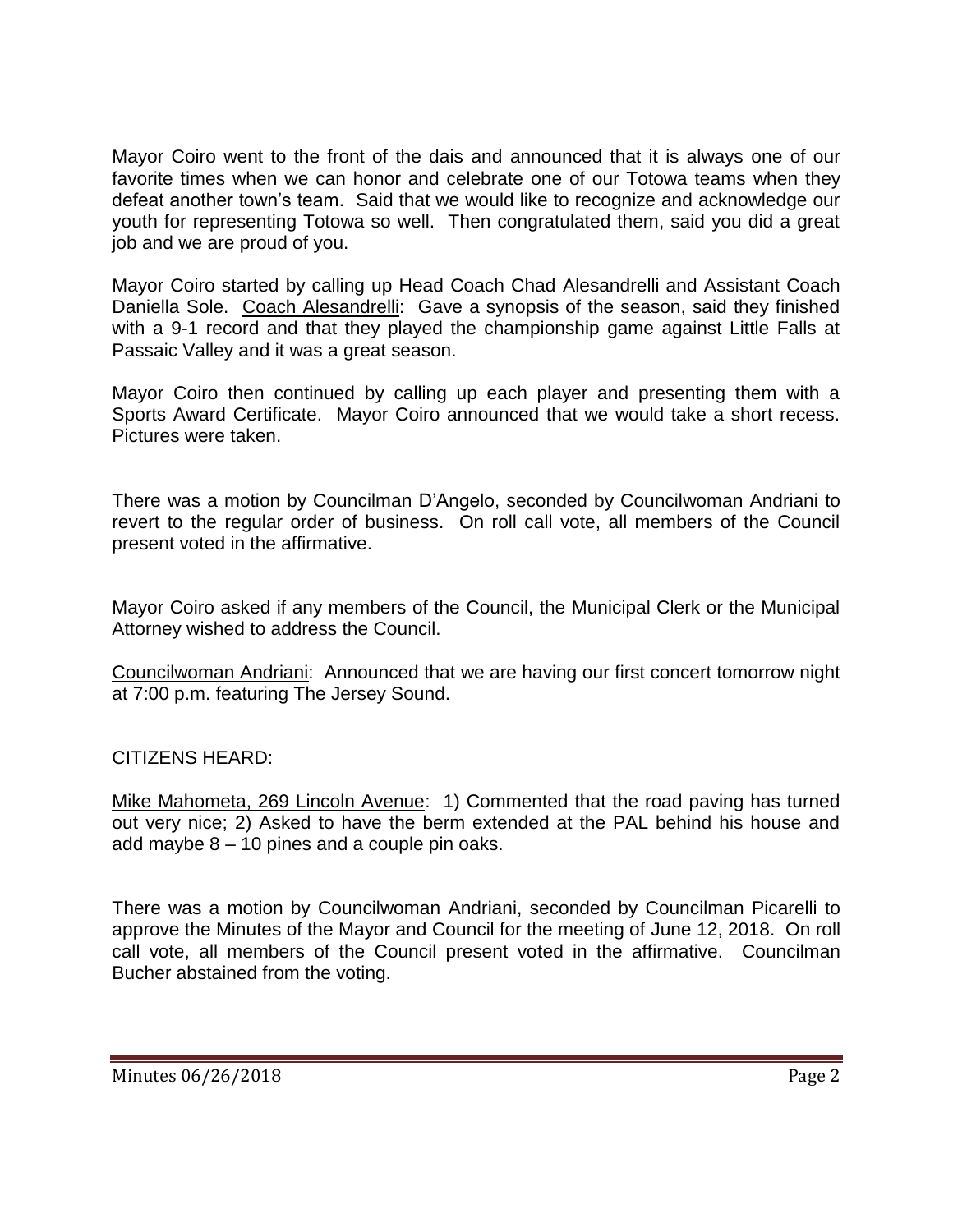Mayor Coiro went to the front of the dais and announced that it is always one of our favorite times when we can honor and celebrate one of our Totowa teams when they defeat another town's team. Said that we would like to recognize and acknowledge our youth for representing Totowa so well. Then congratulated them, said you did a great job and we are proud of you.

Mayor Coiro started by calling up Head Coach Chad Alesandrelli and Assistant Coach Daniella Sole. Coach Alesandrelli: Gave a synopsis of the season, said they finished with a 9-1 record and that they played the championship game against Little Falls at Passaic Valley and it was a great season.

Mayor Coiro then continued by calling up each player and presenting them with a Sports Award Certificate. Mayor Coiro announced that we would take a short recess. Pictures were taken.

There was a motion by Councilman D'Angelo, seconded by Councilwoman Andriani to revert to the regular order of business. On roll call vote, all members of the Council present voted in the affirmative.

Mayor Coiro asked if any members of the Council, the Municipal Clerk or the Municipal Attorney wished to address the Council.

Councilwoman Andriani: Announced that we are having our first concert tomorrow night at 7:00 p.m. featuring The Jersey Sound.

CITIZENS HEARD:

Mike Mahometa, 269 Lincoln Avenue: 1) Commented that the road paving has turned out very nice; 2) Asked to have the berm extended at the PAL behind his house and add maybe 8 – 10 pines and a couple pin oaks.

There was a motion by Councilwoman Andriani, seconded by Councilman Picarelli to approve the Minutes of the Mayor and Council for the meeting of June 12, 2018. On roll call vote, all members of the Council present voted in the affirmative. Councilman Bucher abstained from the voting.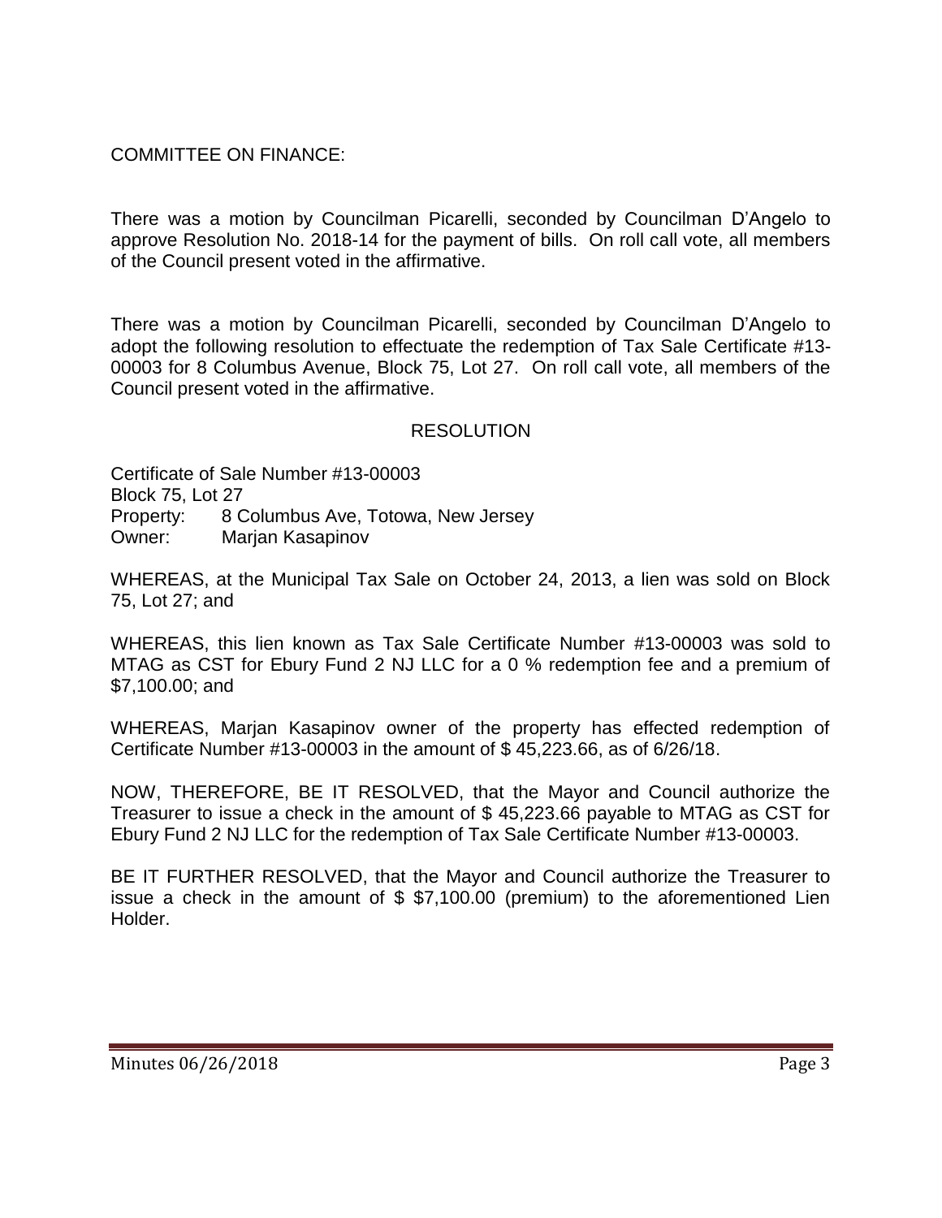COMMITTEE ON FINANCE:

There was a motion by Councilman Picarelli, seconded by Councilman D'Angelo to approve Resolution No. 2018-14 for the payment of bills. On roll call vote, all members of the Council present voted in the affirmative.

There was a motion by Councilman Picarelli, seconded by Councilman D'Angelo to adopt the following resolution to effectuate the redemption of Tax Sale Certificate #13-00003 for 8 Columbus Avenue, Block 75, Lot 27. On roll call vote, all members of the Council present voted in the affirmative.

RESOLUTION

Certificate of Sale Number #13-00003
Block 75, Lot 27
Property: 8 Columbus Ave, Totowa, New Jersey
Owner: Marjan Kasapinov

WHEREAS, at the Municipal Tax Sale on October 24, 2013, a lien was sold on Block 75, Lot 27; and

WHEREAS, this lien known as Tax Sale Certificate Number #13-00003 was sold to MTAG as CST for Ebury Fund 2 NJ LLC for a 0 % redemption fee and a premium of $7,100.00; and

WHEREAS, Marjan Kasapinov owner of the property has effected redemption of Certificate Number #13-00003 in the amount of $ 45,223.66, as of 6/26/18.

NOW, THEREFORE, BE IT RESOLVED, that the Mayor and Council authorize the Treasurer to issue a check in the amount of $ 45,223.66 payable to MTAG as CST for Ebury Fund 2 NJ LLC for the redemption of Tax Sale Certificate Number #13-00003.

BE IT FURTHER RESOLVED, that the Mayor and Council authorize the Treasurer to issue a check in the amount of $ $7,100.00 (premium) to the aforementioned Lien Holder.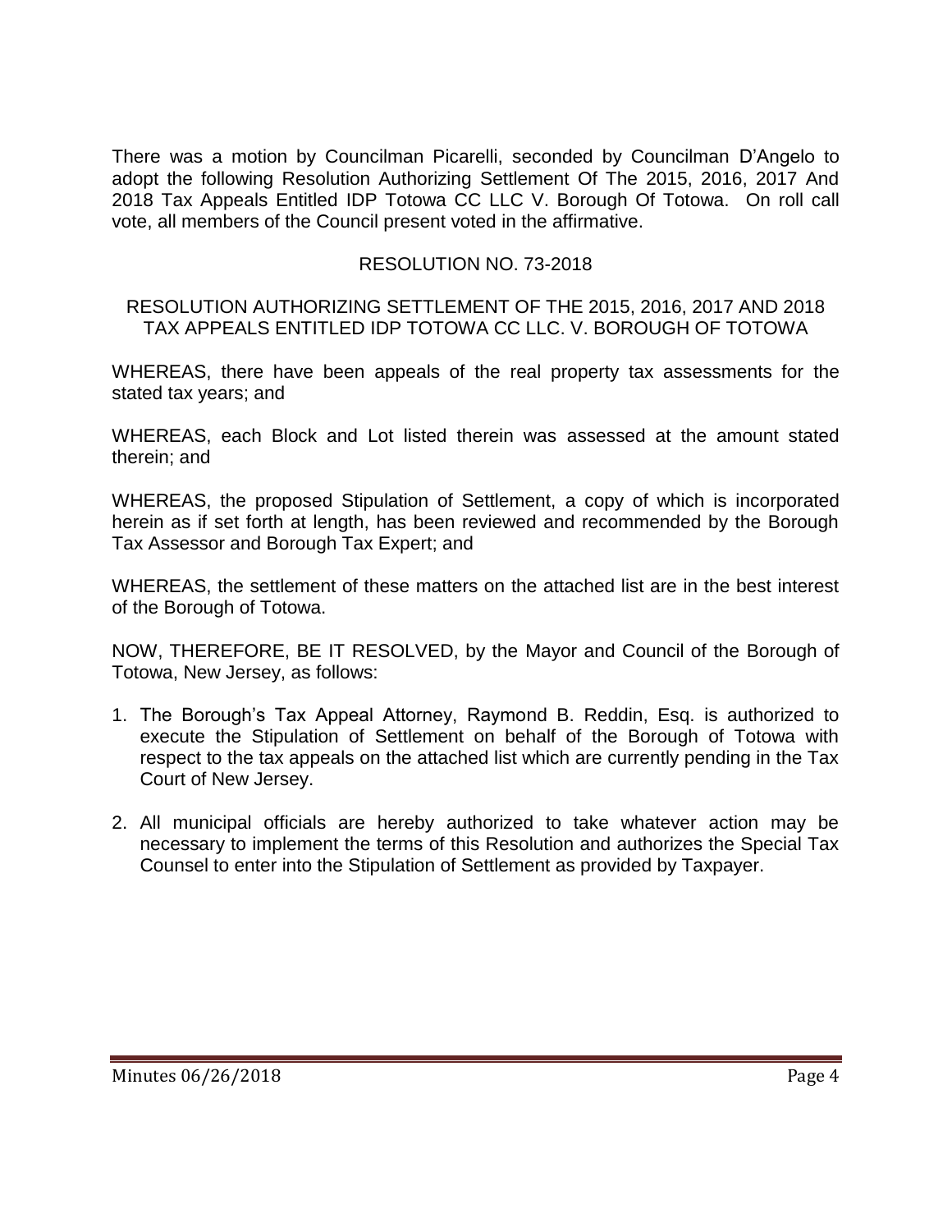There was a motion by Councilman Picarelli, seconded by Councilman D'Angelo to adopt the following Resolution Authorizing Settlement Of The 2015, 2016, 2017 And 2018 Tax Appeals Entitled IDP Totowa CC LLC V. Borough Of Totowa. On roll call vote, all members of the Council present voted in the affirmative.

RESOLUTION NO. 73-2018

RESOLUTION AUTHORIZING SETTLEMENT OF THE 2015, 2016, 2017 AND 2018 TAX APPEALS ENTITLED IDP TOTOWA CC LLC. V. BOROUGH OF TOTOWA

WHEREAS, there have been appeals of the real property tax assessments for the stated tax years; and

WHEREAS, each Block and Lot listed therein was assessed at the amount stated therein; and

WHEREAS, the proposed Stipulation of Settlement, a copy of which is incorporated herein as if set forth at length, has been reviewed and recommended by the Borough Tax Assessor and Borough Tax Expert; and

WHEREAS, the settlement of these matters on the attached list are in the best interest of the Borough of Totowa.

NOW, THEREFORE, BE IT RESOLVED, by the Mayor and Council of the Borough of Totowa, New Jersey, as follows:

1. The Borough's Tax Appeal Attorney, Raymond B. Reddin, Esq. is authorized to execute the Stipulation of Settlement on behalf of the Borough of Totowa with respect to the tax appeals on the attached list which are currently pending in the Tax Court of New Jersey.

2. All municipal officials are hereby authorized to take whatever action may be necessary to implement the terms of this Resolution and authorizes the Special Tax Counsel to enter into the Stipulation of Settlement as provided by Taxpayer.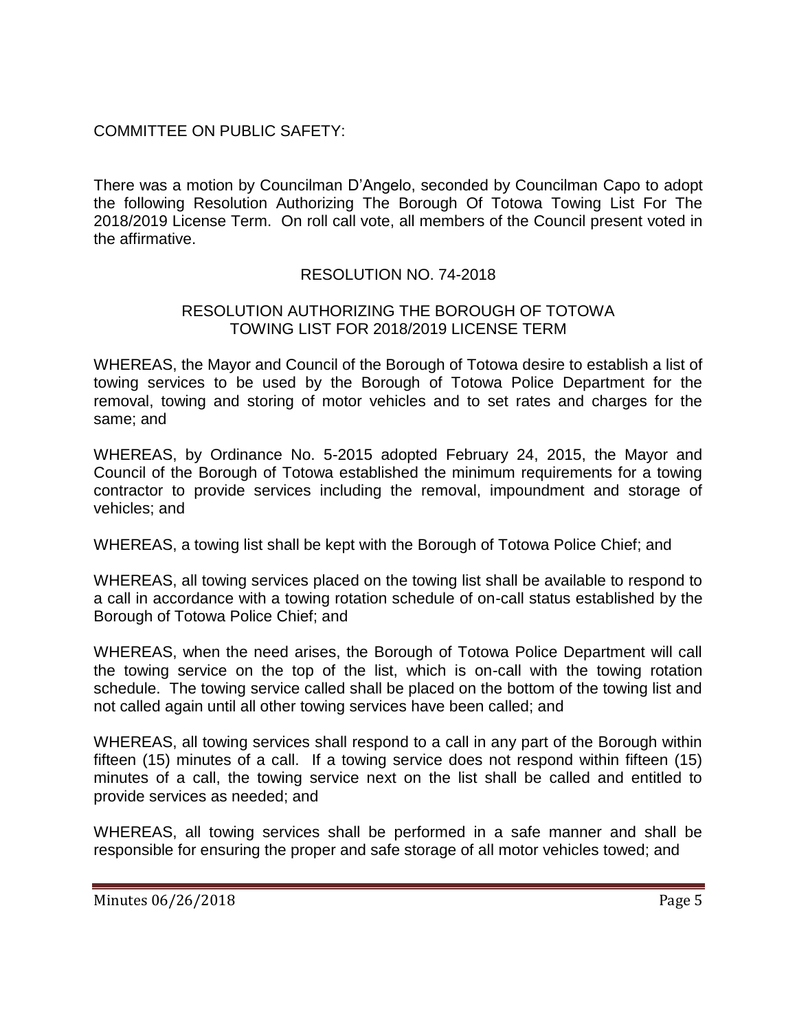COMMITTEE ON PUBLIC SAFETY:

There was a motion by Councilman D'Angelo, seconded by Councilman Capo to adopt the following Resolution Authorizing The Borough Of Totowa Towing List For The 2018/2019 License Term. On roll call vote, all members of the Council present voted in the affirmative.

RESOLUTION NO. 74-2018

RESOLUTION AUTHORIZING THE BOROUGH OF TOTOWA TOWING LIST FOR 2018/2019 LICENSE TERM

WHEREAS, the Mayor and Council of the Borough of Totowa desire to establish a list of towing services to be used by the Borough of Totowa Police Department for the removal, towing and storing of motor vehicles and to set rates and charges for the same; and

WHEREAS, by Ordinance No. 5-2015 adopted February 24, 2015, the Mayor and Council of the Borough of Totowa established the minimum requirements for a towing contractor to provide services including the removal, impoundment and storage of vehicles; and

WHEREAS, a towing list shall be kept with the Borough of Totowa Police Chief; and

WHEREAS, all towing services placed on the towing list shall be available to respond to a call in accordance with a towing rotation schedule of on-call status established by the Borough of Totowa Police Chief; and

WHEREAS, when the need arises, the Borough of Totowa Police Department will call the towing service on the top of the list, which is on-call with the towing rotation schedule. The towing service called shall be placed on the bottom of the towing list and not called again until all other towing services have been called; and

WHEREAS, all towing services shall respond to a call in any part of the Borough within fifteen (15) minutes of a call. If a towing service does not respond within fifteen (15) minutes of a call, the towing service next on the list shall be called and entitled to provide services as needed; and

WHEREAS, all towing services shall be performed in a safe manner and shall be responsible for ensuring the proper and safe storage of all motor vehicles towed; and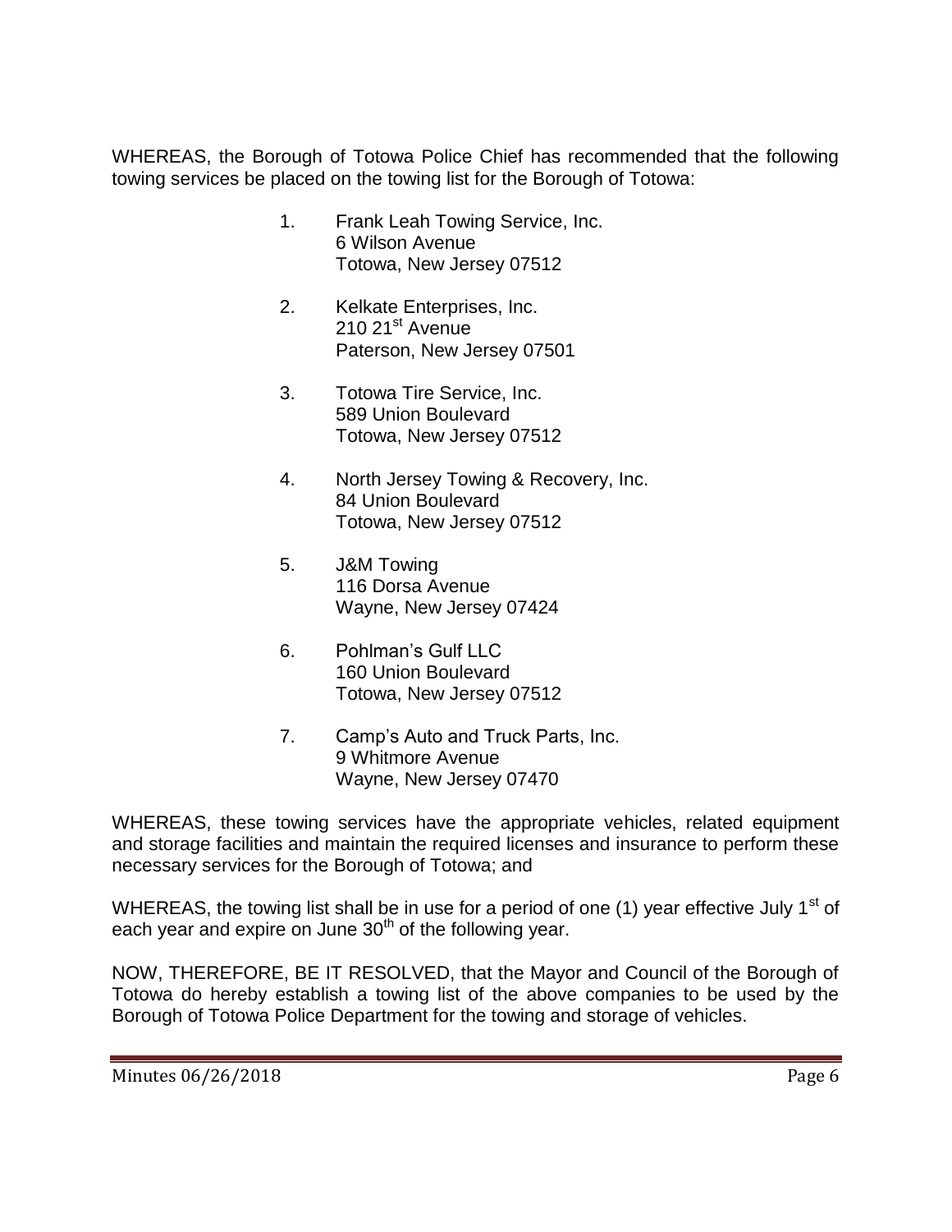WHEREAS, the Borough of Totowa Police Chief has recommended that the following towing services be placed on the towing list for the Borough of Totowa:

1. Frank Leah Towing Service, Inc.
   6 Wilson Avenue
   Totowa, New Jersey 07512

2. Kelkate Enterprises, Inc.
   210 21st Avenue
   Paterson, New Jersey 07501

3. Totowa Tire Service, Inc.
   589 Union Boulevard
   Totowa, New Jersey 07512

4. North Jersey Towing & Recovery, Inc.
   84 Union Boulevard
   Totowa, New Jersey 07512

5. J&M Towing
   116 Dorsa Avenue
   Wayne, New Jersey 07424

6. Pohlman's Gulf LLC
   160 Union Boulevard
   Totowa, New Jersey 07512

7. Camp's Auto and Truck Parts, Inc.
   9 Whitmore Avenue
   Wayne, New Jersey 07470

WHEREAS, these towing services have the appropriate vehicles, related equipment and storage facilities and maintain the required licenses and insurance to perform these necessary services for the Borough of Totowa; and

WHEREAS, the towing list shall be in use for a period of one (1) year effective July 1st of each year and expire on June 30th of the following year.

NOW, THEREFORE, BE IT RESOLVED, that the Mayor and Council of the Borough of Totowa do hereby establish a towing list of the above companies to be used by the Borough of Totowa Police Department for the towing and storage of vehicles.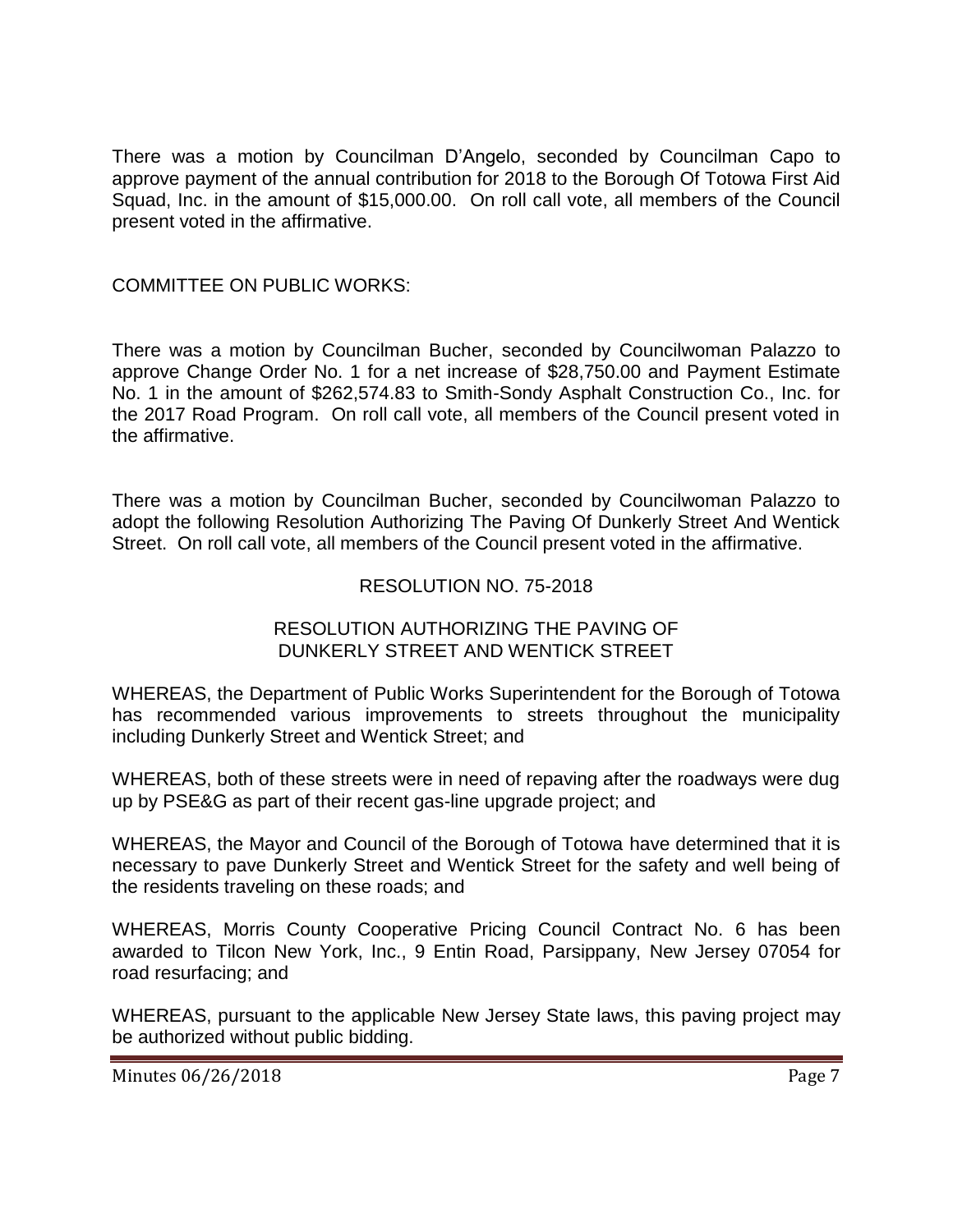There was a motion by Councilman D'Angelo, seconded by Councilman Capo to approve payment of the annual contribution for 2018 to the Borough Of Totowa First Aid Squad, Inc. in the amount of $15,000.00. On roll call vote, all members of the Council present voted in the affirmative.

COMMITTEE ON PUBLIC WORKS:

There was a motion by Councilman Bucher, seconded by Councilwoman Palazzo to approve Change Order No. 1 for a net increase of $28,750.00 and Payment Estimate No. 1 in the amount of $262,574.83 to Smith-Sondy Asphalt Construction Co., Inc. for the 2017 Road Program. On roll call vote, all members of the Council present voted in the affirmative.

There was a motion by Councilman Bucher, seconded by Councilwoman Palazzo to adopt the following Resolution Authorizing The Paving Of Dunkerly Street And Wentick Street. On roll call vote, all members of the Council present voted in the affirmative.

RESOLUTION NO. 75-2018

RESOLUTION AUTHORIZING THE PAVING OF DUNKERLY STREET AND WENTICK STREET

WHEREAS, the Department of Public Works Superintendent for the Borough of Totowa has recommended various improvements to streets throughout the municipality including Dunkerly Street and Wentick Street; and

WHEREAS, both of these streets were in need of repaving after the roadways were dug up by PSE&G as part of their recent gas-line upgrade project; and

WHEREAS, the Mayor and Council of the Borough of Totowa have determined that it is necessary to pave Dunkerly Street and Wentick Street for the safety and well being of the residents traveling on these roads; and

WHEREAS, Morris County Cooperative Pricing Council Contract No. 6 has been awarded to Tilcon New York, Inc., 9 Entin Road, Parsippany, New Jersey 07054 for road resurfacing; and

WHEREAS, pursuant to the applicable New Jersey State laws, this paving project may be authorized without public bidding.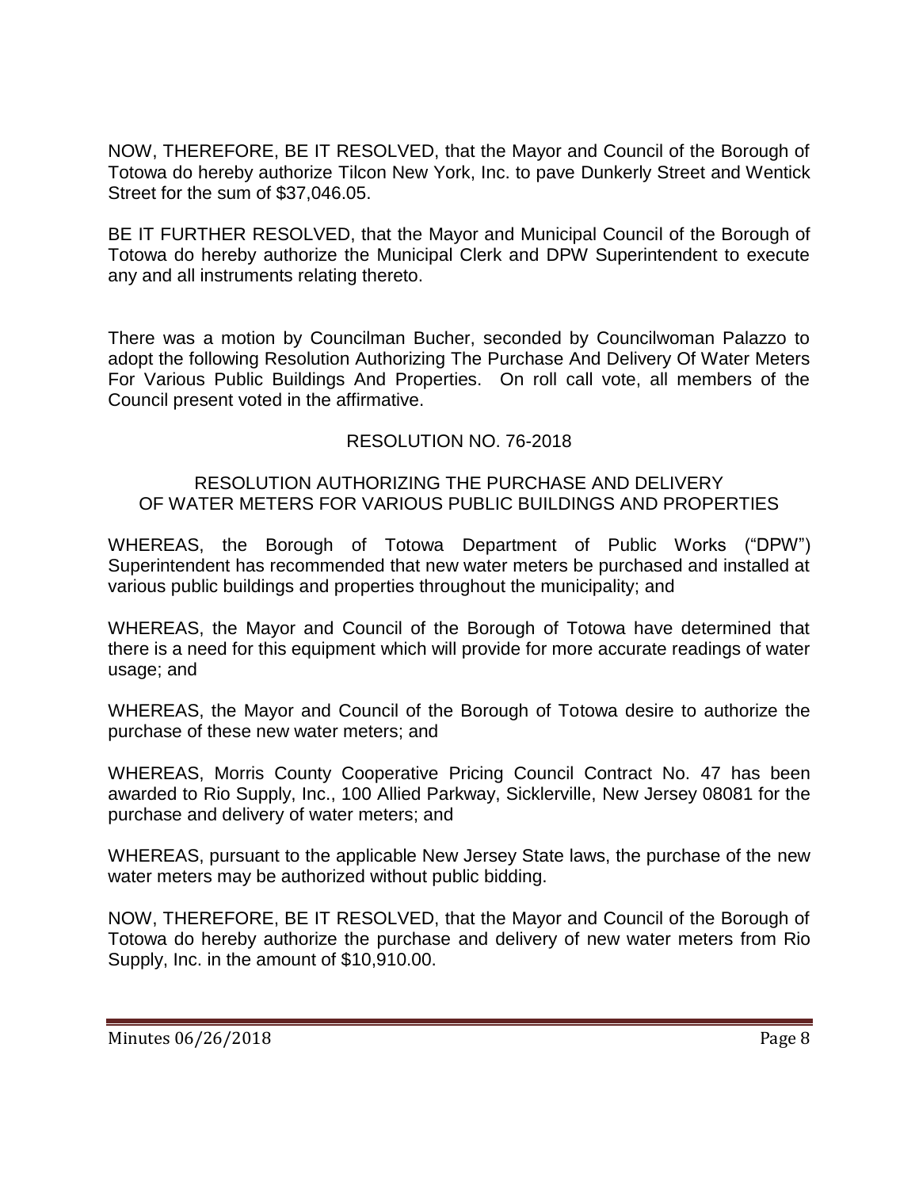NOW, THEREFORE, BE IT RESOLVED, that the Mayor and Council of the Borough of Totowa do hereby authorize Tilcon New York, Inc. to pave Dunkerly Street and Wentick Street for the sum of $37,046.05.

BE IT FURTHER RESOLVED, that the Mayor and Municipal Council of the Borough of Totowa do hereby authorize the Municipal Clerk and DPW Superintendent to execute any and all instruments relating thereto.

There was a motion by Councilman Bucher, seconded by Councilwoman Palazzo to adopt the following Resolution Authorizing The Purchase And Delivery Of Water Meters For Various Public Buildings And Properties. On roll call vote, all members of the Council present voted in the affirmative.

RESOLUTION NO. 76-2018

RESOLUTION AUTHORIZING THE PURCHASE AND DELIVERY OF WATER METERS FOR VARIOUS PUBLIC BUILDINGS AND PROPERTIES

WHEREAS, the Borough of Totowa Department of Public Works ("DPW") Superintendent has recommended that new water meters be purchased and installed at various public buildings and properties throughout the municipality; and

WHEREAS, the Mayor and Council of the Borough of Totowa have determined that there is a need for this equipment which will provide for more accurate readings of water usage; and

WHEREAS, the Mayor and Council of the Borough of Totowa desire to authorize the purchase of these new water meters; and

WHEREAS, Morris County Cooperative Pricing Council Contract No. 47 has been awarded to Rio Supply, Inc., 100 Allied Parkway, Sicklerville, New Jersey 08081 for the purchase and delivery of water meters; and

WHEREAS, pursuant to the applicable New Jersey State laws, the purchase of the new water meters may be authorized without public bidding.

NOW, THEREFORE, BE IT RESOLVED, that the Mayor and Council of the Borough of Totowa do hereby authorize the purchase and delivery of new water meters from Rio Supply, Inc. in the amount of $10,910.00.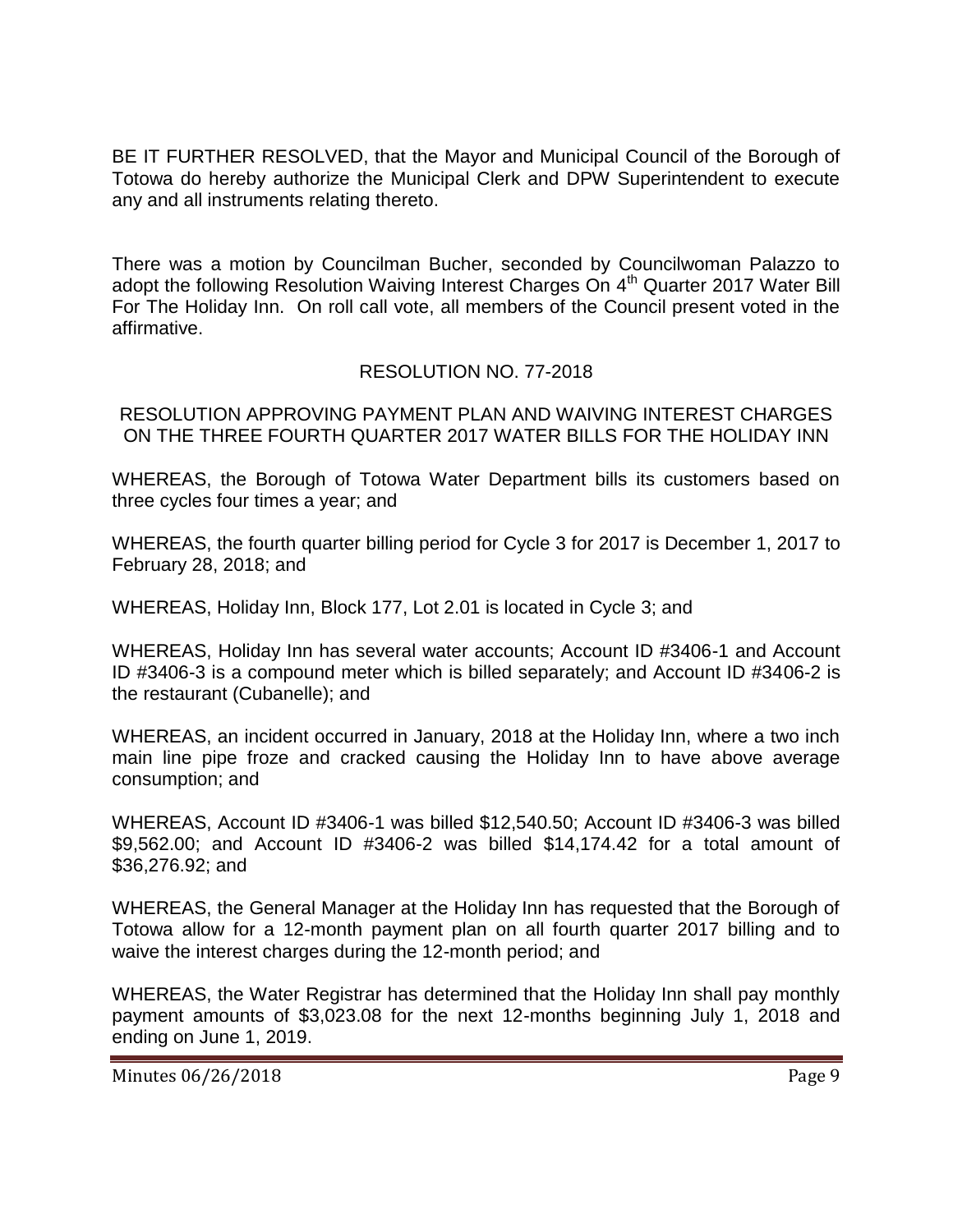BE IT FURTHER RESOLVED, that the Mayor and Municipal Council of the Borough of Totowa do hereby authorize the Municipal Clerk and DPW Superintendent to execute any and all instruments relating thereto.

There was a motion by Councilman Bucher, seconded by Councilwoman Palazzo to adopt the following Resolution Waiving Interest Charges On 4th Quarter 2017 Water Bill For The Holiday Inn. On roll call vote, all members of the Council present voted in the affirmative.

RESOLUTION NO. 77-2018

RESOLUTION APPROVING PAYMENT PLAN AND WAIVING INTEREST CHARGES ON THE THREE FOURTH QUARTER 2017 WATER BILLS FOR THE HOLIDAY INN

WHEREAS, the Borough of Totowa Water Department bills its customers based on three cycles four times a year; and

WHEREAS, the fourth quarter billing period for Cycle 3 for 2017 is December 1, 2017 to February 28, 2018; and

WHEREAS, Holiday Inn, Block 177, Lot 2.01 is located in Cycle 3; and

WHEREAS, Holiday Inn has several water accounts; Account ID #3406-1 and Account ID #3406-3 is a compound meter which is billed separately; and Account ID #3406-2 is the restaurant (Cubanelle); and

WHEREAS, an incident occurred in January, 2018 at the Holiday Inn, where a two inch main line pipe froze and cracked causing the Holiday Inn to have above average consumption; and

WHEREAS, Account ID #3406-1 was billed $12,540.50; Account ID #3406-3 was billed $9,562.00; and Account ID #3406-2 was billed $14,174.42 for a total amount of $36,276.92; and

WHEREAS, the General Manager at the Holiday Inn has requested that the Borough of Totowa allow for a 12-month payment plan on all fourth quarter 2017 billing and to waive the interest charges during the 12-month period; and

WHEREAS, the Water Registrar has determined that the Holiday Inn shall pay monthly payment amounts of $3,023.08 for the next 12-months beginning July 1, 2018 and ending on June 1, 2019.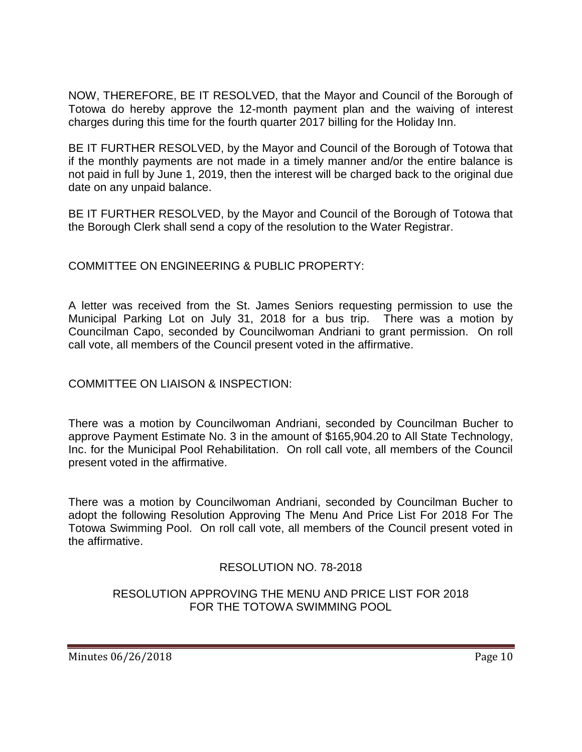NOW, THEREFORE, BE IT RESOLVED, that the Mayor and Council of the Borough of Totowa do hereby approve the 12-month payment plan and the waiving of interest charges during this time for the fourth quarter 2017 billing for the Holiday Inn.

BE IT FURTHER RESOLVED, by the Mayor and Council of the Borough of Totowa that if the monthly payments are not made in a timely manner and/or the entire balance is not paid in full by June 1, 2019, then the interest will be charged back to the original due date on any unpaid balance.

BE IT FURTHER RESOLVED, by the Mayor and Council of the Borough of Totowa that the Borough Clerk shall send a copy of the resolution to the Water Registrar.

COMMITTEE ON ENGINEERING & PUBLIC PROPERTY:

A letter was received from the St. James Seniors requesting permission to use the Municipal Parking Lot on July 31, 2018 for a bus trip. There was a motion by Councilman Capo, seconded by Councilwoman Andriani to grant permission. On roll call vote, all members of the Council present voted in the affirmative.

COMMITTEE ON LIAISON & INSPECTION:

There was a motion by Councilwoman Andriani, seconded by Councilman Bucher to approve Payment Estimate No. 3 in the amount of $165,904.20 to All State Technology, Inc. for the Municipal Pool Rehabilitation. On roll call vote, all members of the Council present voted in the affirmative.

There was a motion by Councilwoman Andriani, seconded by Councilman Bucher to adopt the following Resolution Approving The Menu And Price List For 2018 For The Totowa Swimming Pool. On roll call vote, all members of the Council present voted in the affirmative.

RESOLUTION NO. 78-2018

RESOLUTION APPROVING THE MENU AND PRICE LIST FOR 2018 FOR THE TOTOWA SWIMMING POOL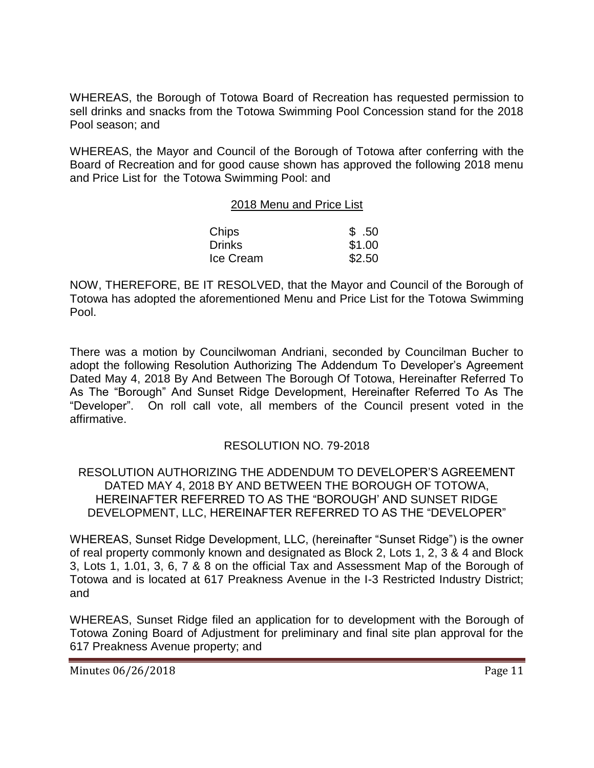WHEREAS, the Borough of Totowa Board of Recreation has requested permission to sell drinks and snacks from the Totowa Swimming Pool Concession stand for the 2018 Pool season; and

WHEREAS, the Mayor and Council of the Borough of Totowa after conferring with the Board of Recreation and for good cause shown has approved the following 2018 menu and Price List for the Totowa Swimming Pool: and

2018 Menu and Price List

| Item | Price |
|---|---|
| Chips | $ .50 |
| Drinks | $1.00 |
| Ice Cream | $2.50 |

NOW, THEREFORE, BE IT RESOLVED, that the Mayor and Council of the Borough of Totowa has adopted the aforementioned Menu and Price List for the Totowa Swimming Pool.

There was a motion by Councilwoman Andriani, seconded by Councilman Bucher to adopt the following Resolution Authorizing The Addendum To Developer's Agreement Dated May 4, 2018 By And Between The Borough Of Totowa, Hereinafter Referred To As The "Borough" And Sunset Ridge Development, Hereinafter Referred To As The "Developer". On roll call vote, all members of the Council present voted in the affirmative.

RESOLUTION NO. 79-2018

RESOLUTION AUTHORIZING THE ADDENDUM TO DEVELOPER'S AGREEMENT DATED MAY 4, 2018 BY AND BETWEEN THE BOROUGH OF TOTOWA, HEREINAFTER REFERRED TO AS THE "BOROUGH' AND SUNSET RIDGE DEVELOPMENT, LLC, HEREINAFTER REFERRED TO AS THE "DEVELOPER"

WHEREAS, Sunset Ridge Development, LLC, (hereinafter "Sunset Ridge") is the owner of real property commonly known and designated as Block 2, Lots 1, 2, 3 & 4 and Block 3, Lots 1, 1.01, 3, 6, 7 & 8 on the official Tax and Assessment Map of the Borough of Totowa and is located at 617 Preakness Avenue in the I-3 Restricted Industry District; and

WHEREAS, Sunset Ridge filed an application for to development with the Borough of Totowa Zoning Board of Adjustment for preliminary and final site plan approval for the 617 Preakness Avenue property; and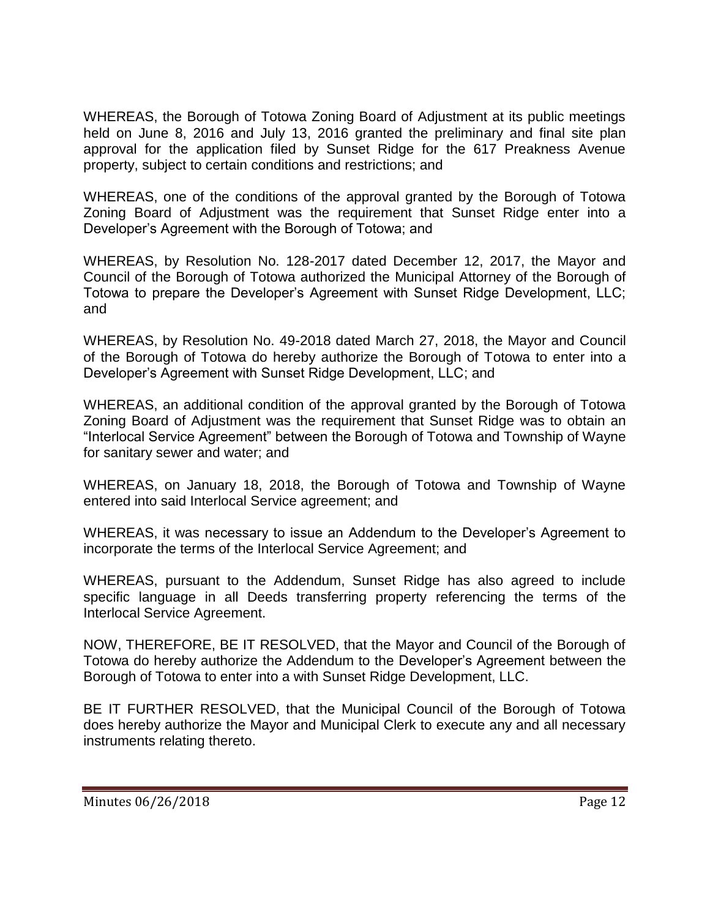WHEREAS, the Borough of Totowa Zoning Board of Adjustment at its public meetings held on June 8, 2016 and July 13, 2016 granted the preliminary and final site plan approval for the application filed by Sunset Ridge for the 617 Preakness Avenue property, subject to certain conditions and restrictions; and

WHEREAS, one of the conditions of the approval granted by the Borough of Totowa Zoning Board of Adjustment was the requirement that Sunset Ridge enter into a Developer's Agreement with the Borough of Totowa; and

WHEREAS, by Resolution No. 128-2017 dated December 12, 2017, the Mayor and Council of the Borough of Totowa authorized the Municipal Attorney of the Borough of Totowa to prepare the Developer's Agreement with Sunset Ridge Development, LLC; and

WHEREAS, by Resolution No. 49-2018 dated March 27, 2018, the Mayor and Council of the Borough of Totowa do hereby authorize the Borough of Totowa to enter into a Developer's Agreement with Sunset Ridge Development, LLC; and

WHEREAS, an additional condition of the approval granted by the Borough of Totowa Zoning Board of Adjustment was the requirement that Sunset Ridge was to obtain an "Interlocal Service Agreement" between the Borough of Totowa and Township of Wayne for sanitary sewer and water; and

WHEREAS, on January 18, 2018, the Borough of Totowa and Township of Wayne entered into said Interlocal Service agreement; and

WHEREAS, it was necessary to issue an Addendum to the Developer's Agreement to incorporate the terms of the Interlocal Service Agreement; and

WHEREAS, pursuant to the Addendum, Sunset Ridge has also agreed to include specific language in all Deeds transferring property referencing the terms of the Interlocal Service Agreement.

NOW, THEREFORE, BE IT RESOLVED, that the Mayor and Council of the Borough of Totowa do hereby authorize the Addendum to the Developer's Agreement between the Borough of Totowa to enter into a with Sunset Ridge Development, LLC.

BE IT FURTHER RESOLVED, that the Municipal Council of the Borough of Totowa does hereby authorize the Mayor and Municipal Clerk to execute any and all necessary instruments relating thereto.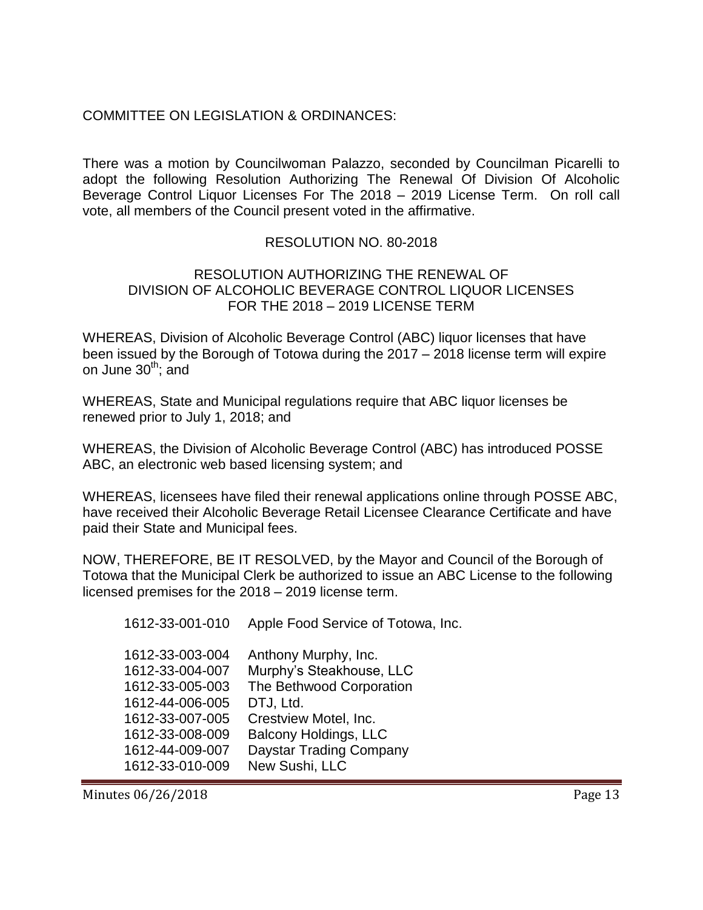COMMITTEE ON LEGISLATION & ORDINANCES:

There was a motion by Councilwoman Palazzo, seconded by Councilman Picarelli to adopt the following Resolution Authorizing The Renewal Of Division Of Alcoholic Beverage Control Liquor Licenses For The 2018 – 2019 License Term. On roll call vote, all members of the Council present voted in the affirmative.

RESOLUTION NO. 80-2018

RESOLUTION AUTHORIZING THE RENEWAL OF DIVISION OF ALCOHOLIC BEVERAGE CONTROL LIQUOR LICENSES FOR THE 2018 – 2019 LICENSE TERM

WHEREAS, Division of Alcoholic Beverage Control (ABC) liquor licenses that have been issued by the Borough of Totowa during the 2017 – 2018 license term will expire on June 30th; and

WHEREAS, State and Municipal regulations require that ABC liquor licenses be renewed prior to July 1, 2018; and

WHEREAS, the Division of Alcoholic Beverage Control (ABC) has introduced POSSE ABC, an electronic web based licensing system; and

WHEREAS, licensees have filed their renewal applications online through POSSE ABC, have received their Alcoholic Beverage Retail Licensee Clearance Certificate and have paid their State and Municipal fees.

NOW, THEREFORE, BE IT RESOLVED, by the Mayor and Council of the Borough of Totowa that the Municipal Clerk be authorized to issue an ABC License to the following licensed premises for the 2018 – 2019 license term.

1612-33-001-010 Apple Food Service of Totowa, Inc.

1612-33-003-004 Anthony Murphy, Inc.
1612-33-004-007 Murphy's Steakhouse, LLC
1612-33-005-003 The Bethwood Corporation
1612-44-006-005 DTJ, Ltd.
1612-33-007-005 Crestview Motel, Inc.
1612-33-008-009 Balcony Holdings, LLC
1612-44-009-007 Daystar Trading Company
1612-33-010-009 New Sushi, LLC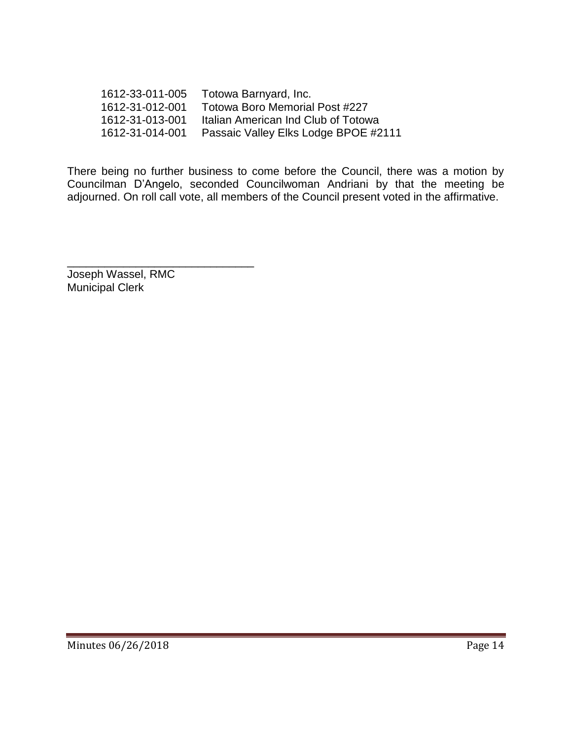| | |
|---|---|
| 1612-33-011-005 | Totowa Barnyard, Inc. |
| 1612-31-012-001 | Totowa Boro Memorial Post #227 |
| 1612-31-013-001 | Italian American Ind Club of Totowa |
| 1612-31-014-001 | Passaic Valley Elks Lodge BPOE #2111 |

There being no further business to come before the Council, there was a motion by Councilman D'Angelo, seconded Councilwoman Andriani by that the meeting be adjourned. On roll call vote, all members of the Council present voted in the affirmative.

\_\_\_\_\_\_\_\_\_\_\_\_\_\_\_\_\_\_\_\_\_\_\_\_\_\_\_\_\_\_\_

Joseph Wassel, RMC
Municipal Clerk